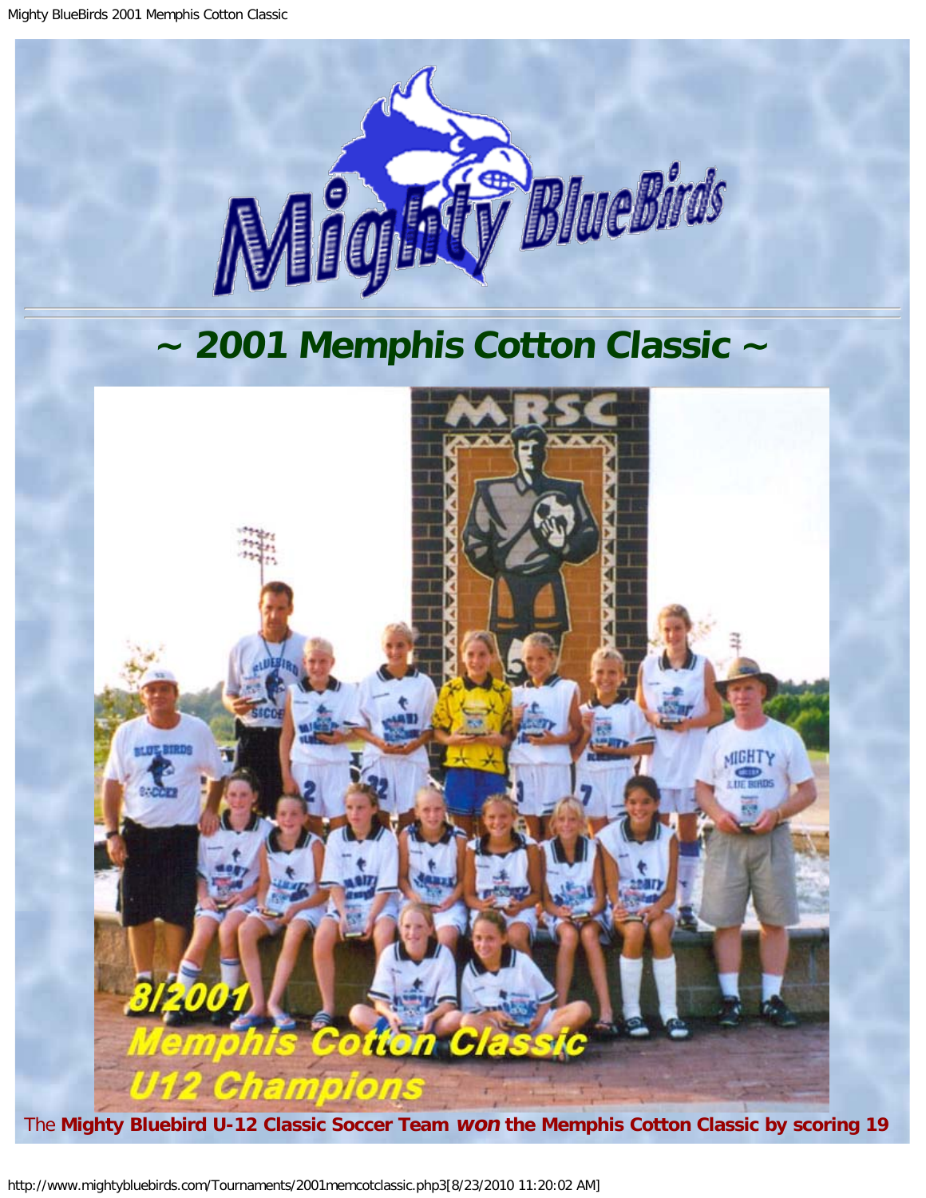# ~ 2001 Memphis Cotton Classic ~

The **Mighty Bluebird U-12 Classic Soccer Team *won* the Memphis Cotton Classic by scoring 19**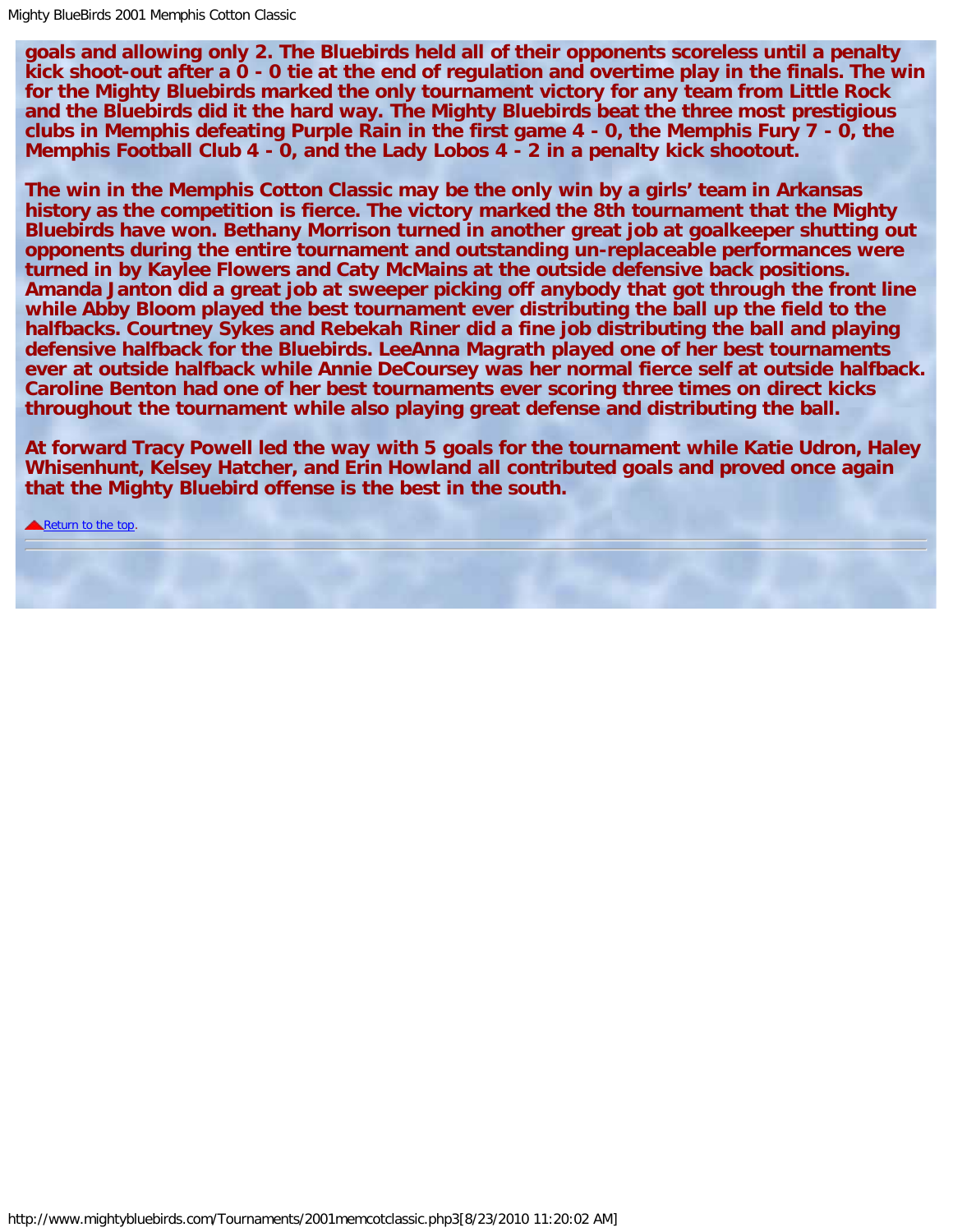**goals and allowing only 2. The Bluebirds held all of their opponents scoreless until a penalty kick shoot-out after a 0 - 0 tie at the end of regulation and overtime play in the finals. The win for the Mighty Bluebirds marked the only tournament victory for any team from Little Rock and the Bluebirds did it the hard way. The Mighty Bluebirds beat the three most prestigious clubs in Memphis defeating Purple Rain in the first game 4 - 0, the Memphis Fury 7 - 0, the Memphis Football Club 4 - 0, and the Lady Lobos 4 - 2 in a penalty kick shootout.**

**The win in the Memphis Cotton Classic may be the only win by a girls' team in Arkansas history as the competition is fierce. The victory marked the 8th tournament that the Mighty Bluebirds have won. Bethany Morrison turned in another great job at goalkeeper shutting out opponents during the entire tournament and outstanding un-replaceable performances were turned in by Kaylee Flowers and Caty McMains at the outside defensive back positions. Amanda Janton did a great job at sweeper picking off anybody that got through the front line while Abby Bloom played the best tournament ever distributing the ball up the field to the halfbacks. Courtney Sykes and Rebekah Riner did a fine job distributing the ball and playing defensive halfback for the Bluebirds. LeeAnna Magrath played one of her best tournaments ever at outside halfback while Annie DeCoursey was her normal fierce self at outside halfback. Caroline Benton had one of her best tournaments ever scoring three times on direct kicks throughout the tournament while also playing great defense and distributing the ball.**

**At forward Tracy Powell led the way with 5 goals for the tournament while Katie Udron, Haley Whisenhunt, Kelsey Hatcher, and Erin Howland all contributed goals and proved once again that the Mighty Bluebird offense is the best in the south.**

Return to the top.

---